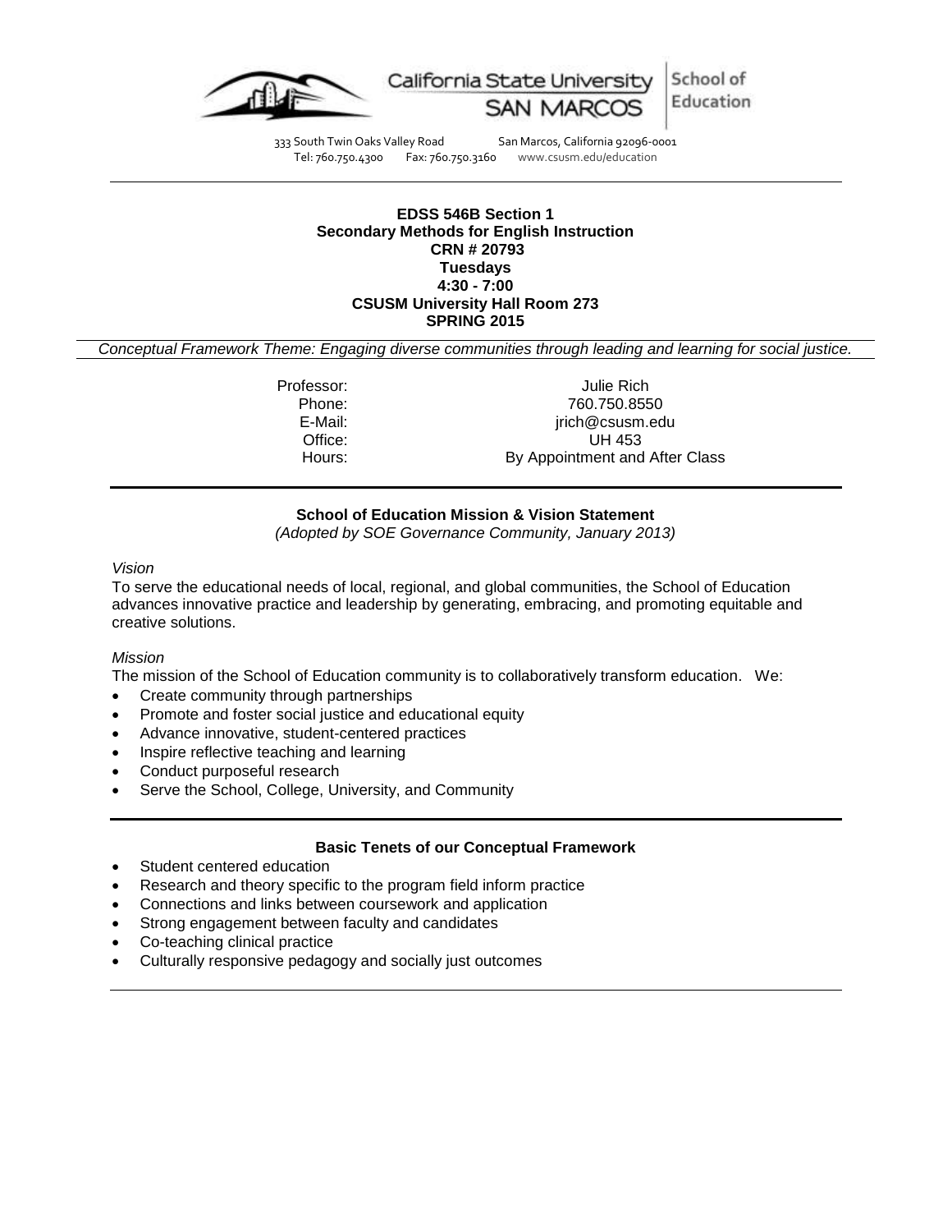California State University SAN MARCOS | School of Education

333 South Twin Oaks Valley Road San Marcos, California 92096-0001
Tel: 760.750.4300 Fax: 760.750.3160 www.csusm.edu/education

**EDSS 546B Section 1**
**Secondary Methods for English Instruction**
**CRN # 20793**
**Tuesdays**
**4:30 - 7:00**
**CSUSM University Hall Room 273**
**SPRING 2015**

*Conceptual Framework Theme: Engaging diverse communities through leading and learning for social justice.*

| | |
|---|---|
| Professor: | Julie Rich |
| Phone: | 760.750.8550 |
| E-Mail: | jrich@csusm.edu |
| Office: | UH 453 |
| Hours: | By Appointment and After Class |

## School of Education Mission & Vision Statement

*(Adopted by SOE Governance Community, January 2013)*

*Vision*

To serve the educational needs of local, regional, and global communities, the School of Education advances innovative practice and leadership by generating, embracing, and promoting equitable and creative solutions.

*Mission*

The mission of the School of Education community is to collaboratively transform education. We:

- Create community through partnerships
- Promote and foster social justice and educational equity
- Advance innovative, student-centered practices
- Inspire reflective teaching and learning
- Conduct purposeful research
- Serve the School, College, University, and Community

## Basic Tenets of our Conceptual Framework

- Student centered education
- Research and theory specific to the program field inform practice
- Connections and links between coursework and application
- Strong engagement between faculty and candidates
- Co-teaching clinical practice
- Culturally responsive pedagogy and socially just outcomes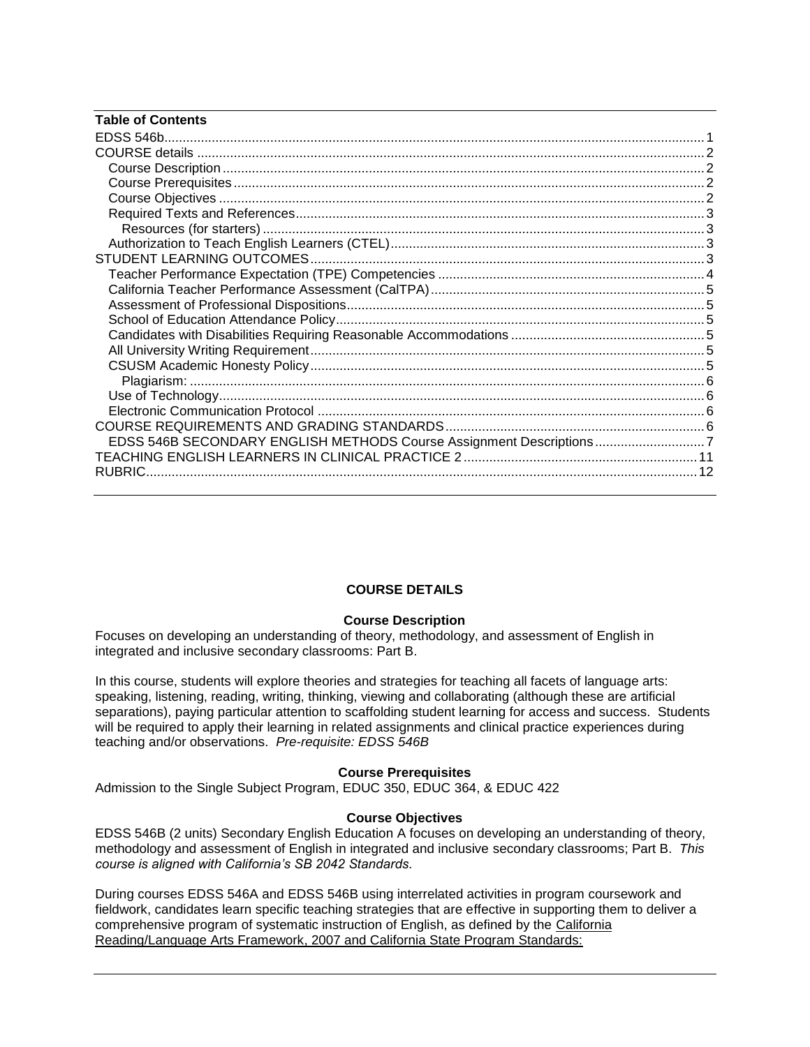**Table of Contents**

EDSS 546b ........ 1
COURSE details ........ 2
  Course Description ........ 2
  Course Prerequisites ........ 2
  Course Objectives ........ 2
  Required Texts and References ........ 3
    Resources (for starters) ........ 3
  Authorization to Teach English Learners (CTEL) ........ 3
STUDENT LEARNING OUTCOMES ........ 3
  Teacher Performance Expectation (TPE) Competencies ........ 4
  California Teacher Performance Assessment (CalTPA) ........ 5
  Assessment of Professional Dispositions ........ 5
  School of Education Attendance Policy ........ 5
  Candidates with Disabilities Requiring Reasonable Accommodations ........ 5
  All University Writing Requirement ........ 5
  CSUSM Academic Honesty Policy ........ 5
    Plagiarism: ........ 6
  Use of Technology ........ 6
  Electronic Communication Protocol ........ 6
COURSE REQUIREMENTS AND GRADING STANDARDS ........ 6
  EDSS 546B SECONDARY ENGLISH METHODS Course Assignment Descriptions ........ 7
TEACHING ENGLISH LEARNERS IN CLINICAL PRACTICE 2 ........ 11
RUBRIC ........ 12

# COURSE DETAILS

## Course Description

Focuses on developing an understanding of theory, methodology, and assessment of English in integrated and inclusive secondary classrooms: Part B.

In this course, students will explore theories and strategies for teaching all facets of language arts: speaking, listening, reading, writing, thinking, viewing and collaborating (although these are artificial separations), paying particular attention to scaffolding student learning for access and success. Students will be required to apply their learning in related assignments and clinical practice experiences during teaching and/or observations. *Pre-requisite: EDSS 546B*

## Course Prerequisites

Admission to the Single Subject Program, EDUC 350, EDUC 364, & EDUC 422

## Course Objectives

EDSS 546B (2 units) Secondary English Education A focuses on developing an understanding of theory, methodology and assessment of English in integrated and inclusive secondary classrooms; Part B. *This course is aligned with California's SB 2042 Standards.*

During courses EDSS 546A and EDSS 546B using interrelated activities in program coursework and fieldwork, candidates learn specific teaching strategies that are effective in supporting them to deliver a comprehensive program of systematic instruction of English, as defined by the California Reading/Language Arts Framework, 2007 and California State Program Standards: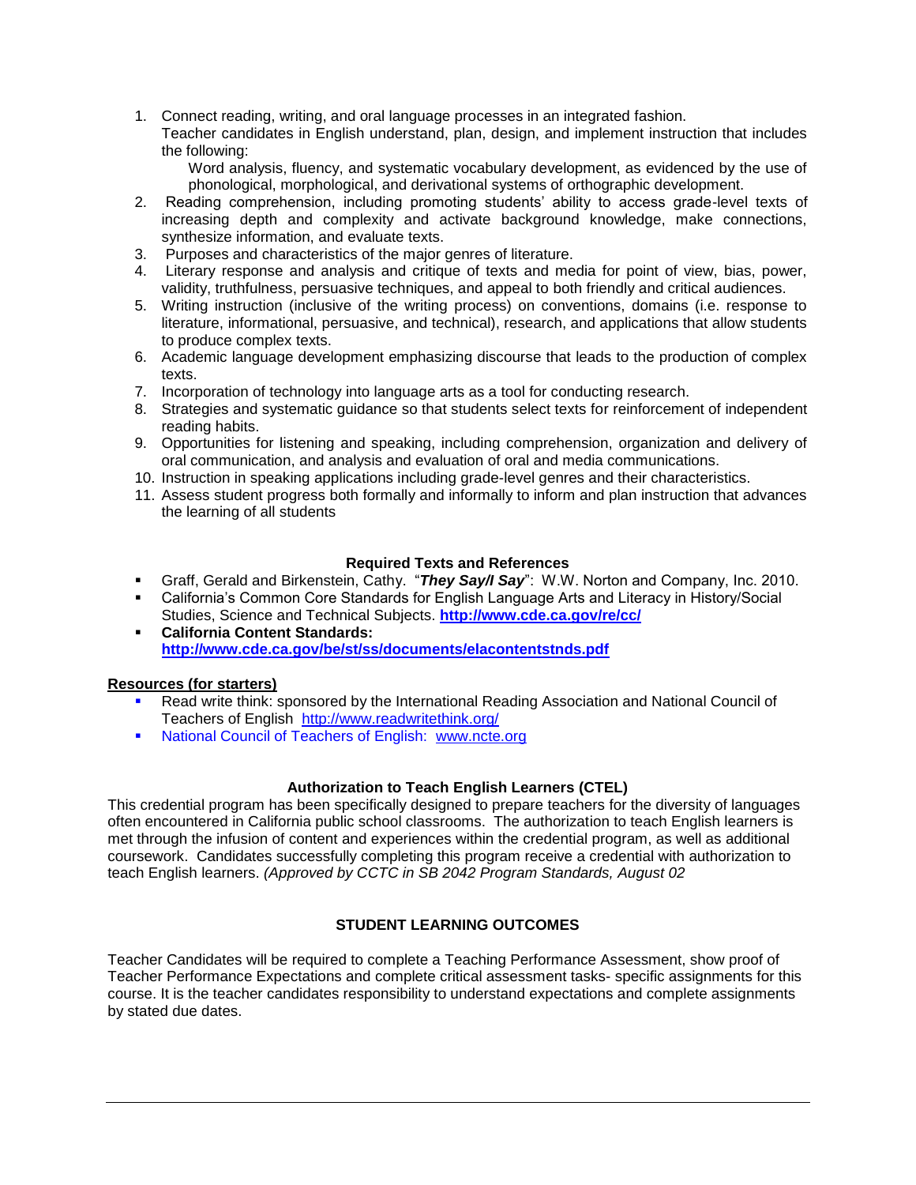1. Connect reading, writing, and oral language processes in an integrated fashion.
   Teacher candidates in English understand, plan, design, and implement instruction that includes the following:

   Word analysis, fluency, and systematic vocabulary development, as evidenced by the use of phonological, morphological, and derivational systems of orthographic development.
2. Reading comprehension, including promoting students' ability to access grade-level texts of increasing depth and complexity and activate background knowledge, make connections, synthesize information, and evaluate texts.
3. Purposes and characteristics of the major genres of literature.
4. Literary response and analysis and critique of texts and media for point of view, bias, power, validity, truthfulness, persuasive techniques, and appeal to both friendly and critical audiences.
5. Writing instruction (inclusive of the writing process) on conventions, domains (i.e. response to literature, informational, persuasive, and technical), research, and applications that allow students to produce complex texts.
6. Academic language development emphasizing discourse that leads to the production of complex texts.
7. Incorporation of technology into language arts as a tool for conducting research.
8. Strategies and systematic guidance so that students select texts for reinforcement of independent reading habits.
9. Opportunities for listening and speaking, including comprehension, organization and delivery of oral communication, and analysis and evaluation of oral and media communications.
10. Instruction in speaking applications including grade-level genres and their characteristics.
11. Assess student progress both formally and informally to inform and plan instruction that advances the learning of all students

**Required Texts and References**

- Graff, Gerald and Birkenstein, Cathy. "***They Say/I Say***": W.W. Norton and Company, Inc. 2010.
- California's Common Core Standards for English Language Arts and Literacy in History/Social Studies, Science and Technical Subjects. **http://www.cde.ca.gov/re/cc/**
- **California Content Standards: http://www.cde.ca.gov/be/st/ss/documents/elacontentstnds.pdf**

**Resources (for starters)**

- Read write think: sponsored by the International Reading Association and National Council of Teachers of English http://www.readwritethink.org/
- National Council of Teachers of English: www.ncte.org

**Authorization to Teach English Learners (CTEL)**

This credential program has been specifically designed to prepare teachers for the diversity of languages often encountered in California public school classrooms. The authorization to teach English learners is met through the infusion of content and experiences within the credential program, as well as additional coursework. Candidates successfully completing this program receive a credential with authorization to teach English learners. *(Approved by CCTC in SB 2042 Program Standards, August 02*

**STUDENT LEARNING OUTCOMES**

Teacher Candidates will be required to complete a Teaching Performance Assessment, show proof of Teacher Performance Expectations and complete critical assessment tasks- specific assignments for this course. It is the teacher candidates responsibility to understand expectations and complete assignments by stated due dates.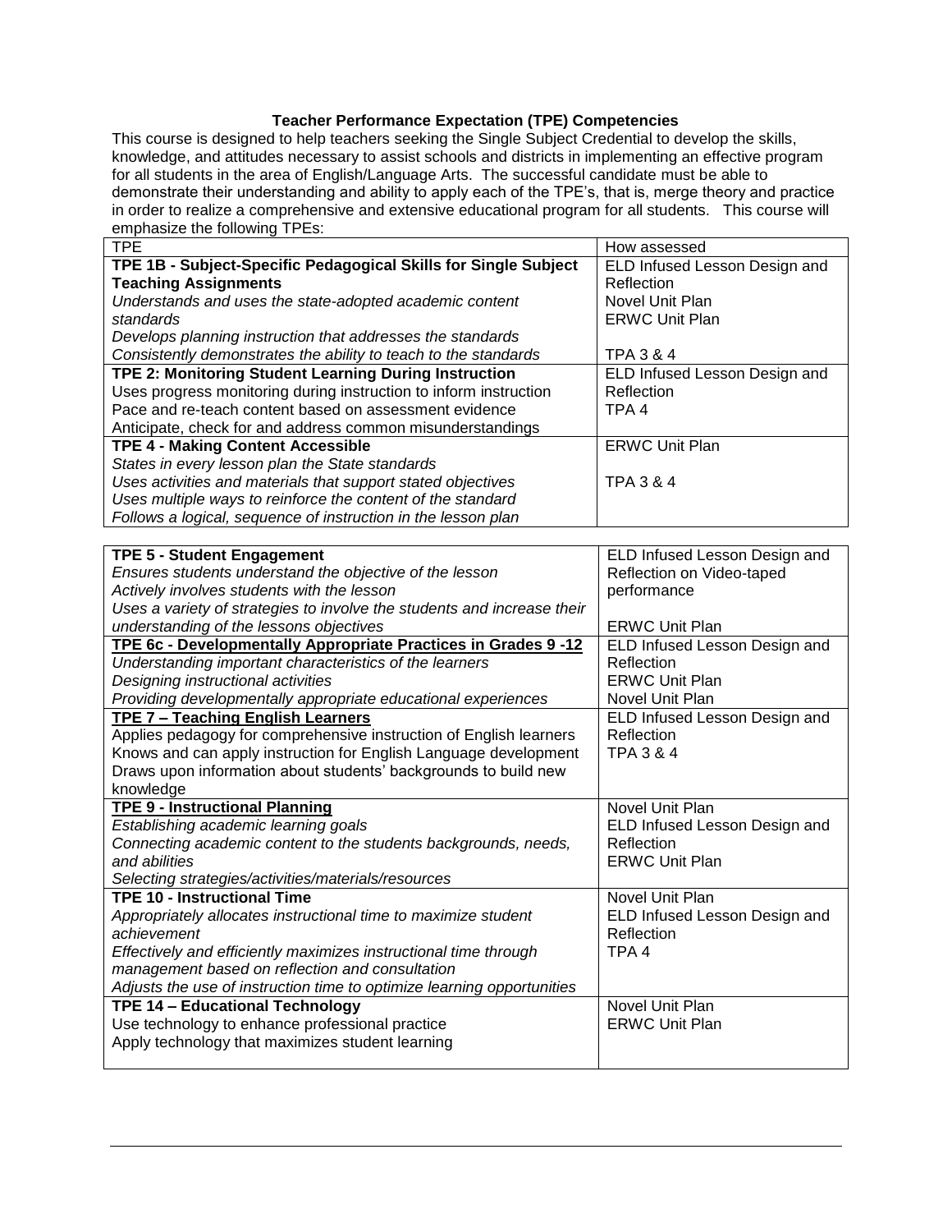### Teacher Performance Expectation (TPE) Competencies

This course is designed to help teachers seeking the Single Subject Credential to develop the skills, knowledge, and attitudes necessary to assist schools and districts in implementing an effective program for all students in the area of English/Language Arts. The successful candidate must be able to demonstrate their understanding and ability to apply each of the TPE's, that is, merge theory and practice in order to realize a comprehensive and extensive educational program for all students. This course will emphasize the following TPEs:

| TPE | How assessed |
|---|---|
| **TPE 1B - Subject-Specific Pedagogical Skills for Single Subject Teaching Assignments**<br>*Understands and uses the state-adopted academic content standards*<br>*Develops planning instruction that addresses the standards*<br>*Consistently demonstrates the ability to teach to the standards* | ELD Infused Lesson Design and Reflection<br>Novel Unit Plan<br>ERWC Unit Plan<br><br>TPA 3 & 4 |
| **TPE 2: Monitoring Student Learning During Instruction**<br>Uses progress monitoring during instruction to inform instruction<br>Pace and re-teach content based on assessment evidence<br>Anticipate, check for and address common misunderstandings | ELD Infused Lesson Design and Reflection<br>TPA 4 |
| **TPE 4 - Making Content Accessible**<br>*States in every lesson plan the State standards*<br>*Uses activities and materials that support stated objectives*<br>*Uses multiple ways to reinforce the content of the standard*<br>*Follows a logical, sequence of instruction in the lesson plan* | ERWC Unit Plan<br><br>TPA 3 & 4 |

| | |
|---|---|
| **TPE 5 - Student Engagement**<br>*Ensures students understand the objective of the lesson*<br>*Actively involves students with the lesson*<br>*Uses a variety of strategies to involve the students and increase their understanding of the lessons objectives* | ELD Infused Lesson Design and Reflection on Video-taped performance<br><br>ERWC Unit Plan |
| **<u>TPE 6c - Developmentally Appropriate Practices in Grades 9 -12</u>**<br>*Understanding important characteristics of the learners*<br>*Designing instructional activities*<br>*Providing developmentally appropriate educational experiences* | ELD Infused Lesson Design and Reflection<br>ERWC Unit Plan<br>Novel Unit Plan |
| **<u>TPE 7 – Teaching English Learners</u>**<br>Applies pedagogy for comprehensive instruction of English learners<br>Knows and can apply instruction for English Language development<br>Draws upon information about students' backgrounds to build new knowledge | ELD Infused Lesson Design and Reflection<br>TPA 3 & 4 |
| **<u>TPE 9 - Instructional Planning</u>**<br>*Establishing academic learning goals*<br>*Connecting academic content to the students backgrounds, needs, and abilities*<br>*Selecting strategies/activities/materials/resources* | Novel Unit Plan<br>ELD Infused Lesson Design and Reflection<br>ERWC Unit Plan |
| **TPE 10 - Instructional Time**<br>*Appropriately allocates instructional time to maximize student achievement*<br>*Effectively and efficiently maximizes instructional time through management based on reflection and consultation*<br>*Adjusts the use of instruction time to optimize learning opportunities* | Novel Unit Plan<br>ELD Infused Lesson Design and Reflection<br>TPA 4 |
| **TPE 14 – Educational Technology**<br>Use technology to enhance professional practice<br>Apply technology that maximizes student learning | Novel Unit Plan<br>ERWC Unit Plan |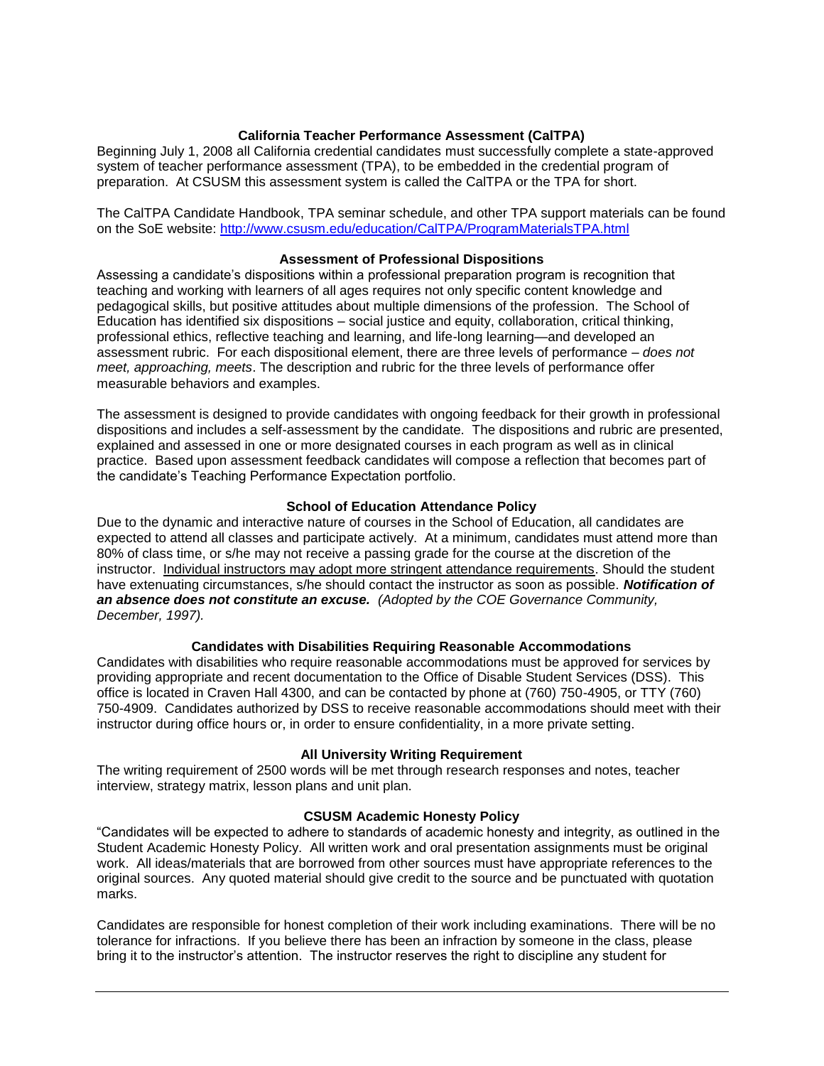## California Teacher Performance Assessment (CalTPA)

Beginning July 1, 2008 all California credential candidates must successfully complete a state-approved system of teacher performance assessment (TPA), to be embedded in the credential program of preparation. At CSUSM this assessment system is called the CalTPA or the TPA for short.

The CalTPA Candidate Handbook, TPA seminar schedule, and other TPA support materials can be found on the SoE website: http://www.csusm.edu/education/CalTPA/ProgramMaterialsTPA.html

## Assessment of Professional Dispositions

Assessing a candidate's dispositions within a professional preparation program is recognition that teaching and working with learners of all ages requires not only specific content knowledge and pedagogical skills, but positive attitudes about multiple dimensions of the profession. The School of Education has identified six dispositions – social justice and equity, collaboration, critical thinking, professional ethics, reflective teaching and learning, and life-long learning—and developed an assessment rubric. For each dispositional element, there are three levels of performance – *does not meet, approaching, meets*. The description and rubric for the three levels of performance offer measurable behaviors and examples.

The assessment is designed to provide candidates with ongoing feedback for their growth in professional dispositions and includes a self-assessment by the candidate. The dispositions and rubric are presented, explained and assessed in one or more designated courses in each program as well as in clinical practice. Based upon assessment feedback candidates will compose a reflection that becomes part of the candidate's Teaching Performance Expectation portfolio.

## School of Education Attendance Policy

Due to the dynamic and interactive nature of courses in the School of Education, all candidates are expected to attend all classes and participate actively. At a minimum, candidates must attend more than 80% of class time, or s/he may not receive a passing grade for the course at the discretion of the instructor. <u>Individual instructors may adopt more stringent attendance requirements</u>. Should the student have extenuating circumstances, s/he should contact the instructor as soon as possible. ***Notification of an absence does not constitute an excuse.*** *(Adopted by the COE Governance Community, December, 1997).*

## Candidates with Disabilities Requiring Reasonable Accommodations

Candidates with disabilities who require reasonable accommodations must be approved for services by providing appropriate and recent documentation to the Office of Disable Student Services (DSS). This office is located in Craven Hall 4300, and can be contacted by phone at (760) 750-4905, or TTY (760) 750-4909. Candidates authorized by DSS to receive reasonable accommodations should meet with their instructor during office hours or, in order to ensure confidentiality, in a more private setting.

## All University Writing Requirement

The writing requirement of 2500 words will be met through research responses and notes, teacher interview, strategy matrix, lesson plans and unit plan.

## CSUSM Academic Honesty Policy

"Candidates will be expected to adhere to standards of academic honesty and integrity, as outlined in the Student Academic Honesty Policy. All written work and oral presentation assignments must be original work. All ideas/materials that are borrowed from other sources must have appropriate references to the original sources. Any quoted material should give credit to the source and be punctuated with quotation marks.

Candidates are responsible for honest completion of their work including examinations. There will be no tolerance for infractions. If you believe there has been an infraction by someone in the class, please bring it to the instructor's attention. The instructor reserves the right to discipline any student for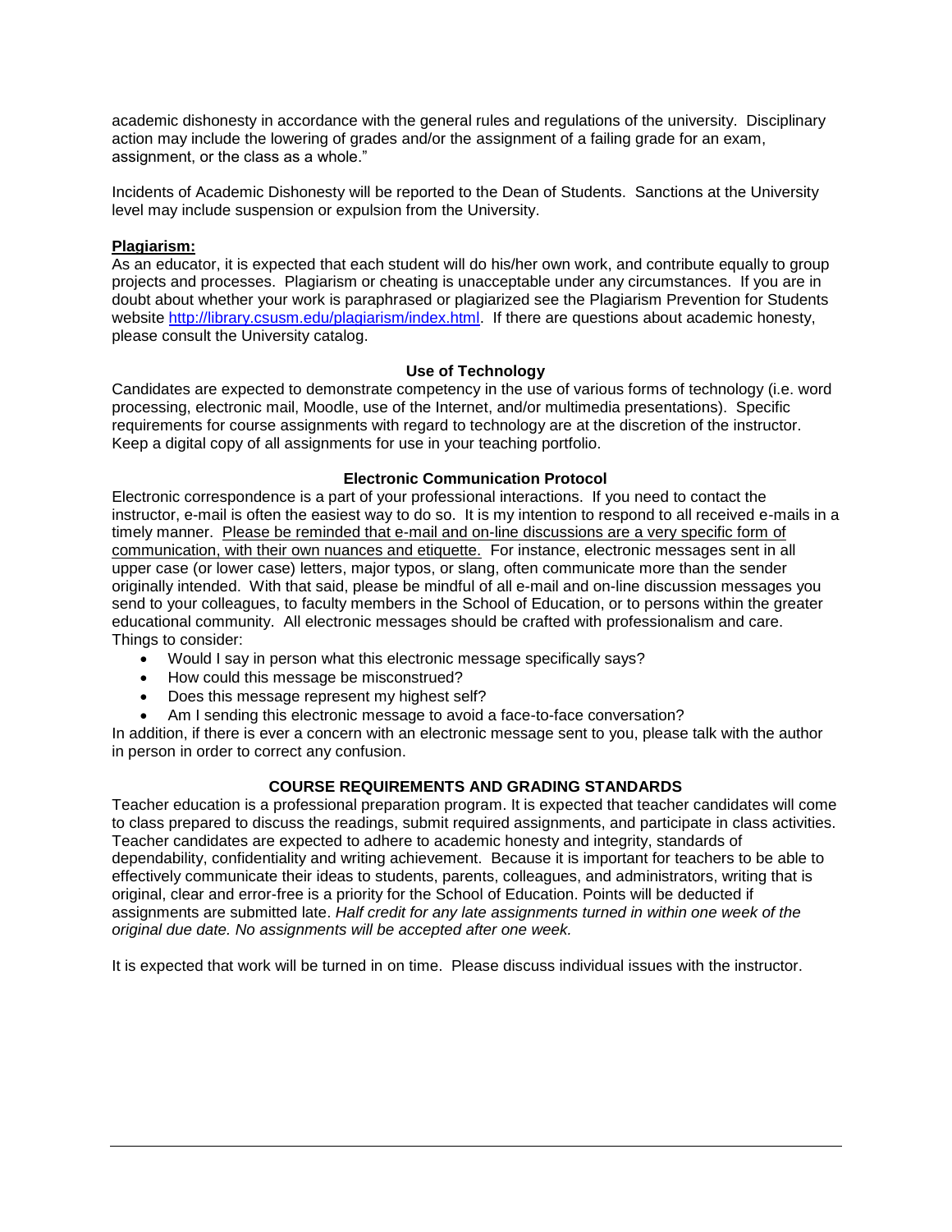academic dishonesty in accordance with the general rules and regulations of the university. Disciplinary action may include the lowering of grades and/or the assignment of a failing grade for an exam, assignment, or the class as a whole."

Incidents of Academic Dishonesty will be reported to the Dean of Students. Sanctions at the University level may include suspension or expulsion from the University.

**Plagiarism:**

As an educator, it is expected that each student will do his/her own work, and contribute equally to group projects and processes. Plagiarism or cheating is unacceptable under any circumstances. If you are in doubt about whether your work is paraphrased or plagiarized see the Plagiarism Prevention for Students website http://library.csusm.edu/plagiarism/index.html. If there are questions about academic honesty, please consult the University catalog.

### Use of Technology

Candidates are expected to demonstrate competency in the use of various forms of technology (i.e. word processing, electronic mail, Moodle, use of the Internet, and/or multimedia presentations). Specific requirements for course assignments with regard to technology are at the discretion of the instructor. Keep a digital copy of all assignments for use in your teaching portfolio.

### Electronic Communication Protocol

Electronic correspondence is a part of your professional interactions. If you need to contact the instructor, e-mail is often the easiest way to do so. It is my intention to respond to all received e-mails in a timely manner. Please be reminded that e-mail and on-line discussions are a very specific form of communication, with their own nuances and etiquette. For instance, electronic messages sent in all upper case (or lower case) letters, major typos, or slang, often communicate more than the sender originally intended. With that said, please be mindful of all e-mail and on-line discussion messages you send to your colleagues, to faculty members in the School of Education, or to persons within the greater educational community. All electronic messages should be crafted with professionalism and care. Things to consider:

- Would I say in person what this electronic message specifically says?
- How could this message be misconstrued?
- Does this message represent my highest self?
- Am I sending this electronic message to avoid a face-to-face conversation?

In addition, if there is ever a concern with an electronic message sent to you, please talk with the author in person in order to correct any confusion.

## COURSE REQUIREMENTS AND GRADING STANDARDS

Teacher education is a professional preparation program. It is expected that teacher candidates will come to class prepared to discuss the readings, submit required assignments, and participate in class activities. Teacher candidates are expected to adhere to academic honesty and integrity, standards of dependability, confidentiality and writing achievement. Because it is important for teachers to be able to effectively communicate their ideas to students, parents, colleagues, and administrators, writing that is original, clear and error-free is a priority for the School of Education. Points will be deducted if assignments are submitted late. *Half credit for any late assignments turned in within one week of the original due date. No assignments will be accepted after one week.*

It is expected that work will be turned in on time. Please discuss individual issues with the instructor.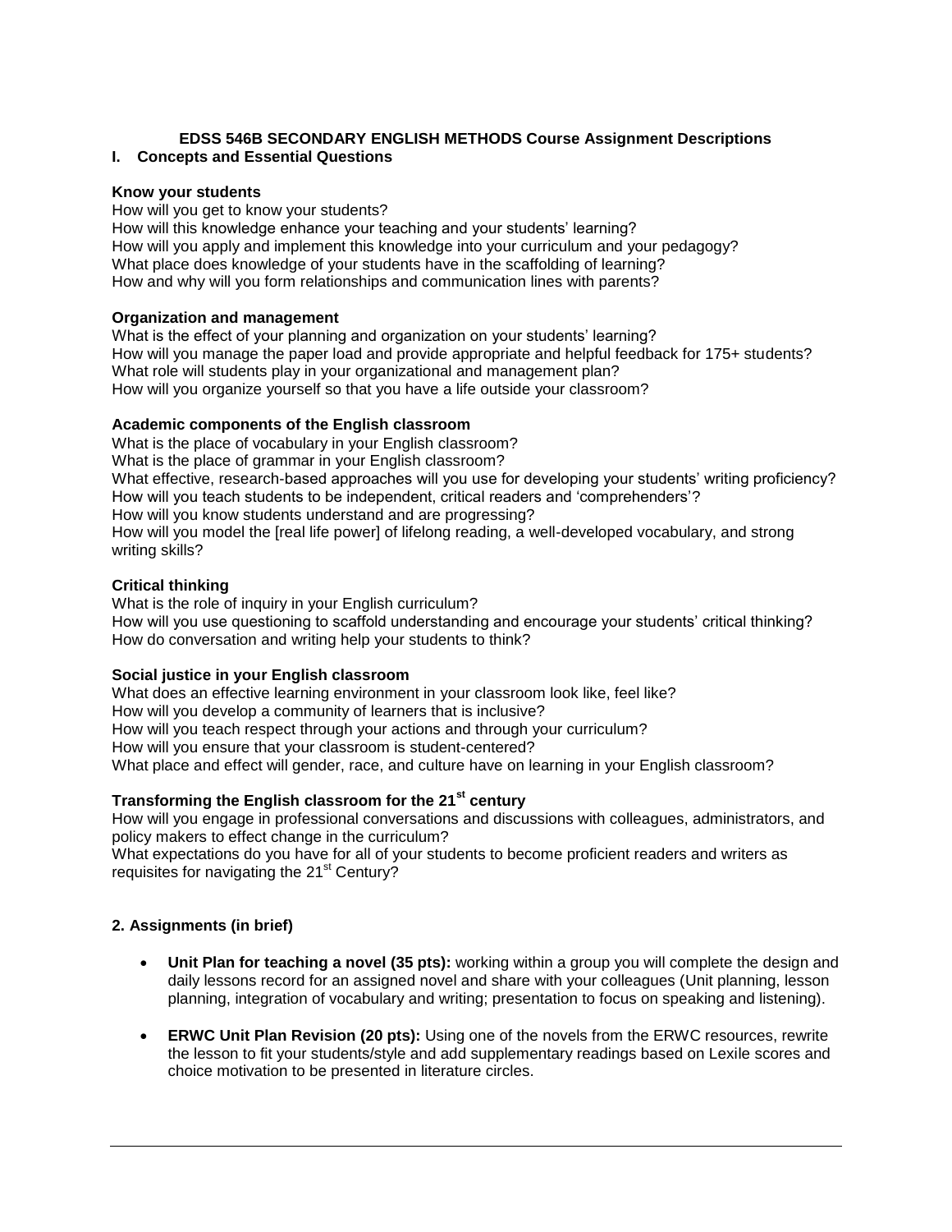## EDSS 546B SECONDARY ENGLISH METHODS Course Assignment Descriptions

### I. Concepts and Essential Questions

**Know your students**

How will you get to know your students?
How will this knowledge enhance your teaching and your students' learning?
How will you apply and implement this knowledge into your curriculum and your pedagogy?
What place does knowledge of your students have in the scaffolding of learning?
How and why will you form relationships and communication lines with parents?

**Organization and management**

What is the effect of your planning and organization on your students' learning?
How will you manage the paper load and provide appropriate and helpful feedback for 175+ students?
What role will students play in your organizational and management plan?
How will you organize yourself so that you have a life outside your classroom?

**Academic components of the English classroom**

What is the place of vocabulary in your English classroom?
What is the place of grammar in your English classroom?
What effective, research-based approaches will you use for developing your students' writing proficiency?
How will you teach students to be independent, critical readers and 'comprehenders'?
How will you know students understand and are progressing?
How will you model the [real life power] of lifelong reading, a well-developed vocabulary, and strong writing skills?

**Critical thinking**

What is the role of inquiry in your English curriculum?
How will you use questioning to scaffold understanding and encourage your students' critical thinking?
How do conversation and writing help your students to think?

**Social justice in your English classroom**

What does an effective learning environment in your classroom look like, feel like?
How will you develop a community of learners that is inclusive?
How will you teach respect through your actions and through your curriculum?
How will you ensure that your classroom is student-centered?
What place and effect will gender, race, and culture have on learning in your English classroom?

**Transforming the English classroom for the 21st century**

How will you engage in professional conversations and discussions with colleagues, administrators, and policy makers to effect change in the curriculum?
What expectations do you have for all of your students to become proficient readers and writers as requisites for navigating the 21st Century?

### 2. Assignments (in brief)

- **Unit Plan for teaching a novel (35 pts):** working within a group you will complete the design and daily lessons record for an assigned novel and share with your colleagues (Unit planning, lesson planning, integration of vocabulary and writing; presentation to focus on speaking and listening).
- **ERWC Unit Plan Revision (20 pts):** Using one of the novels from the ERWC resources, rewrite the lesson to fit your students/style and add supplementary readings based on Lexile scores and choice motivation to be presented in literature circles.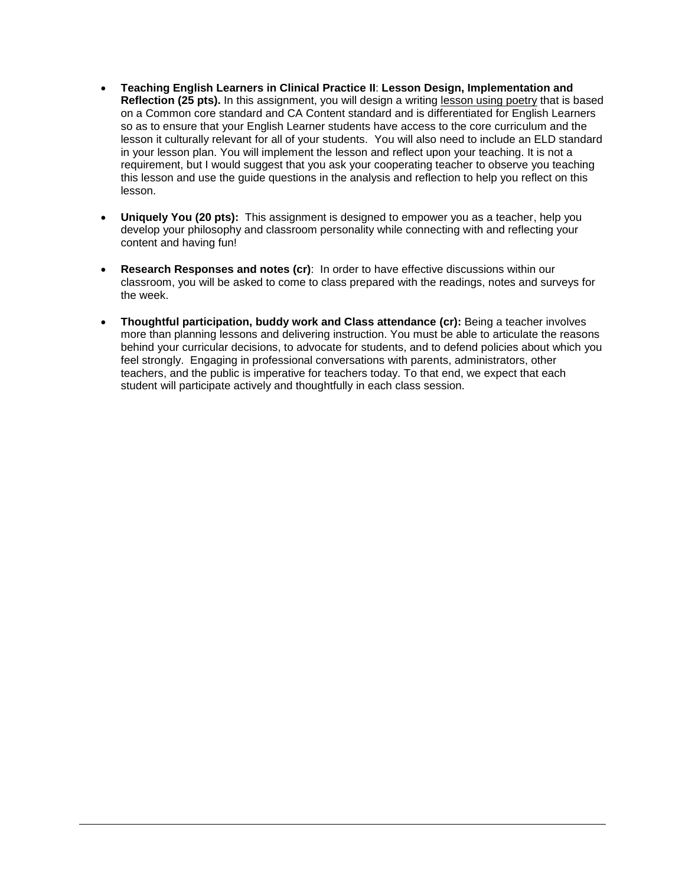- **Teaching English Learners in Clinical Practice II**: **Lesson Design, Implementation and Reflection (25 pts).** In this assignment, you will design a writing lesson using poetry that is based on a Common core standard and CA Content standard and is differentiated for English Learners so as to ensure that your English Learner students have access to the core curriculum and the lesson it culturally relevant for all of your students. You will also need to include an ELD standard in your lesson plan. You will implement the lesson and reflect upon your teaching. It is not a requirement, but I would suggest that you ask your cooperating teacher to observe you teaching this lesson and use the guide questions in the analysis and reflection to help you reflect on this lesson.

- **Uniquely You (20 pts):** This assignment is designed to empower you as a teacher, help you develop your philosophy and classroom personality while connecting with and reflecting your content and having fun!

- **Research Responses and notes (cr)**: In order to have effective discussions within our classroom, you will be asked to come to class prepared with the readings, notes and surveys for the week.

- **Thoughtful participation, buddy work and Class attendance (cr):** Being a teacher involves more than planning lessons and delivering instruction. You must be able to articulate the reasons behind your curricular decisions, to advocate for students, and to defend policies about which you feel strongly. Engaging in professional conversations with parents, administrators, other teachers, and the public is imperative for teachers today. To that end, we expect that each student will participate actively and thoughtfully in each class session.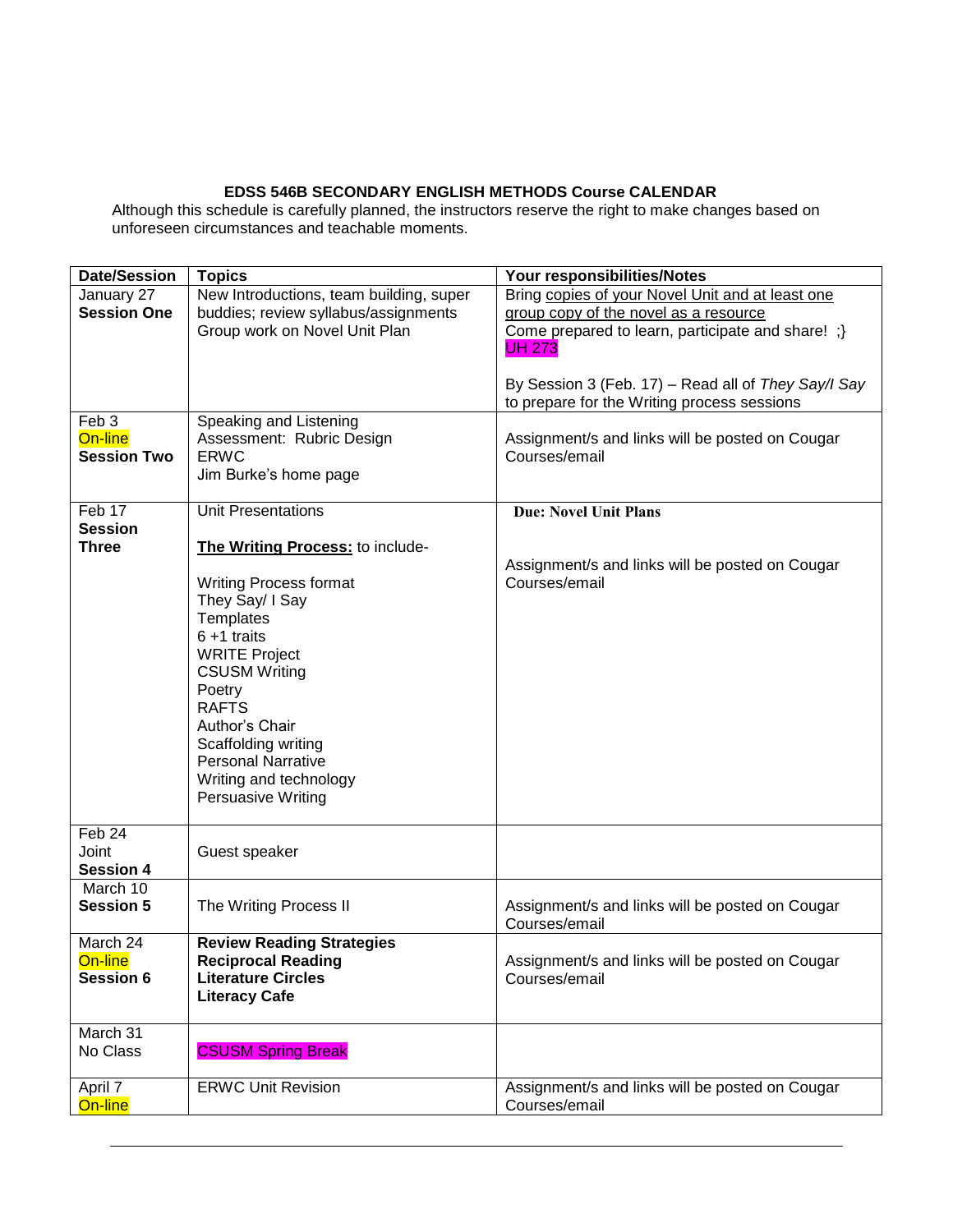**EDSS 546B SECONDARY ENGLISH METHODS Course CALENDAR**

Although this schedule is carefully planned, the instructors reserve the right to make changes based on unforeseen circumstances and teachable moments.

| Date/Session | Topics | Your responsibilities/Notes |
|---|---|---|
| January 27 **Session One** | New Introductions, team building, super buddies; review syllabus/assignments Group work on Novel Unit Plan | Bring copies of your Novel Unit and at least one group copy of the novel as a resource Come prepared to learn, participate and share! ;} UH 273<br><br>By Session 3 (Feb. 17) – Read all of *They Say/I Say* to prepare for the Writing process sessions |
| Feb 3 On-line **Session Two** | Speaking and Listening<br>Assessment: Rubric Design<br>ERWC<br>Jim Burke's home page | Assignment/s and links will be posted on Cougar Courses/email |
| Feb 17 **Session Three** | Unit Presentations<br><br>**The Writing Process:** to include-<br><br>Writing Process format<br>They Say/ I Say<br>Templates<br>6 +1 traits<br>WRITE Project<br>CSUSM Writing<br>Poetry<br>RAFTS<br>Author's Chair<br>Scaffolding writing<br>Personal Narrative<br>Writing and technology<br>Persuasive Writing | **Due: Novel Unit Plans**<br><br>Assignment/s and links will be posted on Cougar Courses/email |
| Feb 24 Joint **Session 4** | Guest speaker | |
| March 10 **Session 5** | The Writing Process II | Assignment/s and links will be posted on Cougar Courses/email |
| March 24 On-line **Session 6** | **Review Reading Strategies**<br>**Reciprocal Reading**<br>**Literature Circles**<br>**Literacy Cafe** | Assignment/s and links will be posted on Cougar Courses/email |
| March 31 No Class | CSUSM Spring Break | |
| April 7 On-line | ERWC Unit Revision | Assignment/s and links will be posted on Cougar Courses/email |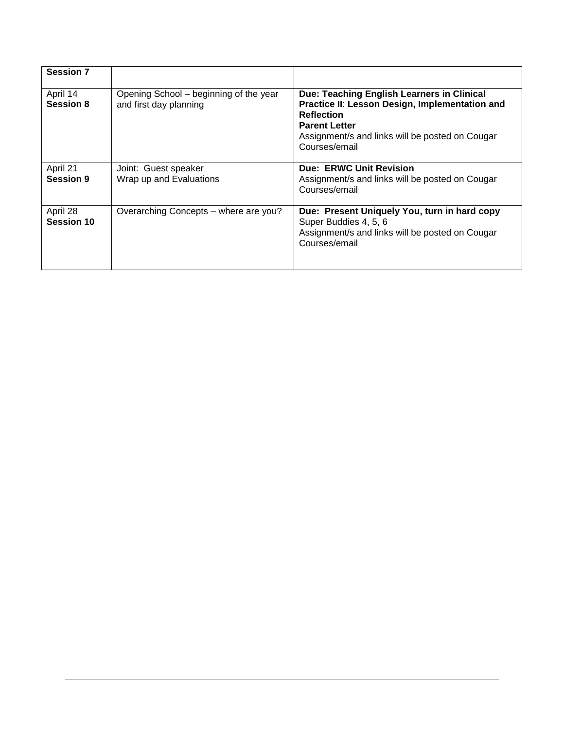| **Session 7** | | |
|---|---|---|
| April 14 **Session 8** | Opening School – beginning of the year and first day planning | **Due: Teaching English Learners in Clinical Practice II: Lesson Design, Implementation and Reflection** **Parent Letter** Assignment/s and links will be posted on Cougar Courses/email |
| April 21 **Session 9** | Joint: Guest speaker Wrap up and Evaluations | **Due: ERWC Unit Revision** Assignment/s and links will be posted on Cougar Courses/email |
| April 28 **Session 10** | Overarching Concepts – where are you? | **Due: Present Uniquely You, turn in hard copy** Super Buddies 4, 5, 6 Assignment/s and links will be posted on Cougar Courses/email |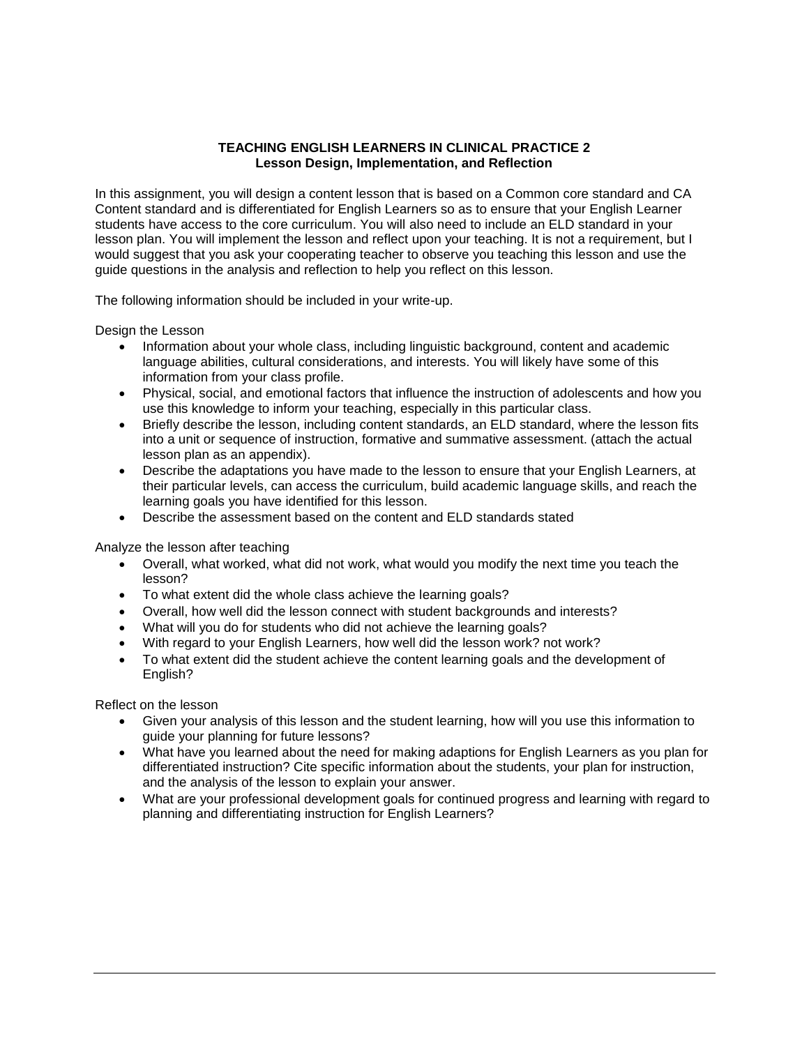**TEACHING ENGLISH LEARNERS IN CLINICAL PRACTICE 2**
**Lesson Design, Implementation, and Reflection**

In this assignment, you will design a content lesson that is based on a Common core standard and CA Content standard and is differentiated for English Learners so as to ensure that your English Learner students have access to the core curriculum. You will also need to include an ELD standard in your lesson plan. You will implement the lesson and reflect upon your teaching. It is not a requirement, but I would suggest that you ask your cooperating teacher to observe you teaching this lesson and use the guide questions in the analysis and reflection to help you reflect on this lesson.

The following information should be included in your write-up.

Design the Lesson

- Information about your whole class, including linguistic background, content and academic language abilities, cultural considerations, and interests. You will likely have some of this information from your class profile.
- Physical, social, and emotional factors that influence the instruction of adolescents and how you use this knowledge to inform your teaching, especially in this particular class.
- Briefly describe the lesson, including content standards, an ELD standard, where the lesson fits into a unit or sequence of instruction, formative and summative assessment. (attach the actual lesson plan as an appendix).
- Describe the adaptations you have made to the lesson to ensure that your English Learners, at their particular levels, can access the curriculum, build academic language skills, and reach the learning goals you have identified for this lesson.
- Describe the assessment based on the content and ELD standards stated

Analyze the lesson after teaching

- Overall, what worked, what did not work, what would you modify the next time you teach the lesson?
- To what extent did the whole class achieve the learning goals?
- Overall, how well did the lesson connect with student backgrounds and interests?
- What will you do for students who did not achieve the learning goals?
- With regard to your English Learners, how well did the lesson work? not work?
- To what extent did the student achieve the content learning goals and the development of English?

Reflect on the lesson

- Given your analysis of this lesson and the student learning, how will you use this information to guide your planning for future lessons?
- What have you learned about the need for making adaptions for English Learners as you plan for differentiated instruction? Cite specific information about the students, your plan for instruction, and the analysis of the lesson to explain your answer.
- What are your professional development goals for continued progress and learning with regard to planning and differentiating instruction for English Learners?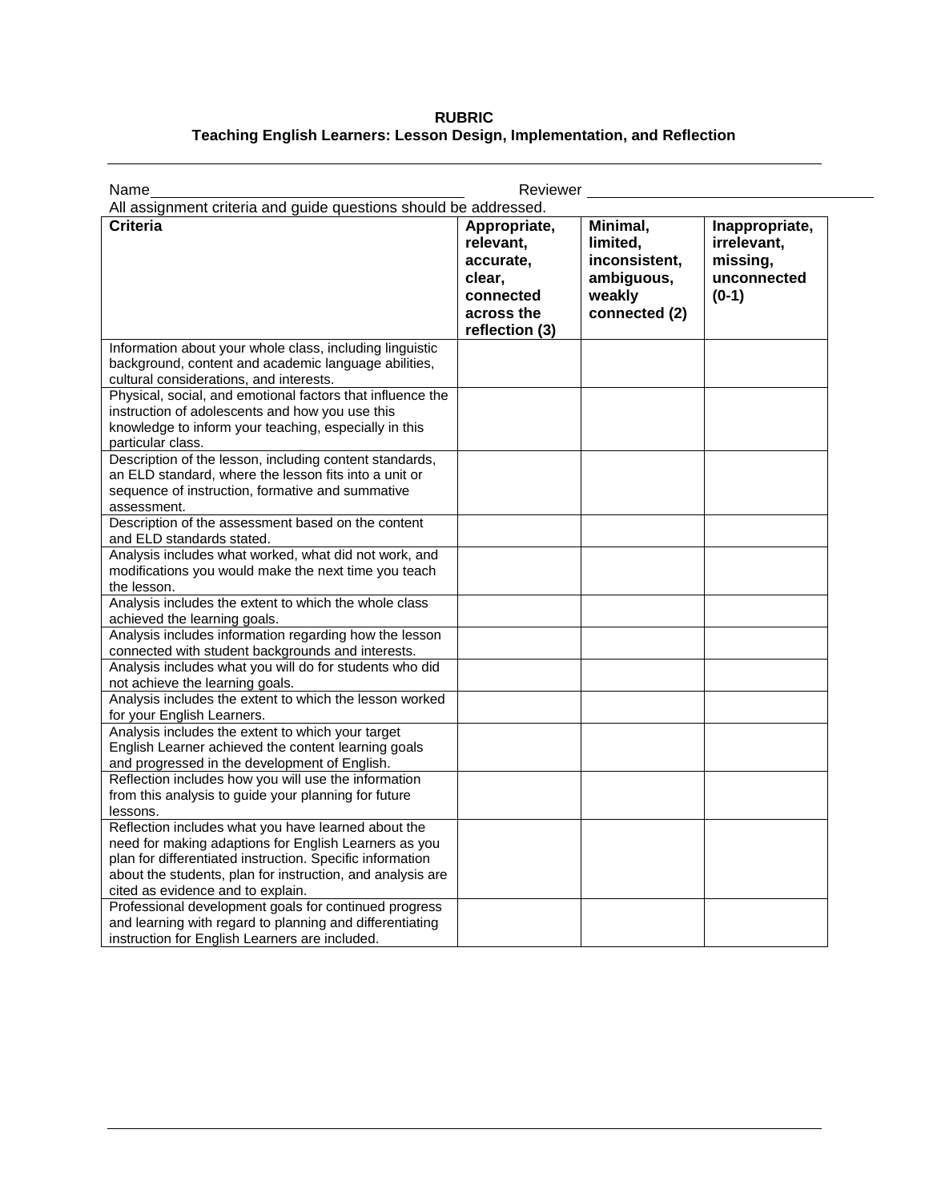**RUBRIC**
**Teaching English Learners: Lesson Design, Implementation, and Reflection**

Name\_\_\_\_\_\_\_\_\_\_\_\_\_\_\_\_\_\_\_\_\_\_\_\_\_\_\_\_\_\_\_\_\_\_\_\_\_\_ Reviewer \_\_\_\_\_\_\_\_\_\_\_\_\_\_\_\_\_\_\_\_\_\_\_\_\_\_\_\_\_\_\_\_\_\_\_\_

All assignment criteria and guide questions should be addressed.

| Criteria | Appropriate, relevant, accurate, clear, connected across the reflection (3) | Minimal, limited, inconsistent, ambiguous, weakly connected (2) | Inappropriate, irrelevant, missing, unconnected (0-1) |
|---|---|---|---|
| Information about your whole class, including linguistic background, content and academic language abilities, cultural considerations, and interests. | | | |
| Physical, social, and emotional factors that influence the instruction of adolescents and how you use this knowledge to inform your teaching, especially in this particular class. | | | |
| Description of the lesson, including content standards, an ELD standard, where the lesson fits into a unit or sequence of instruction, formative and summative assessment. | | | |
| Description of the assessment based on the content and ELD standards stated. | | | |
| Analysis includes what worked, what did not work, and modifications you would make the next time you teach the lesson. | | | |
| Analysis includes the extent to which the whole class achieved the learning goals. | | | |
| Analysis includes information regarding how the lesson connected with student backgrounds and interests. | | | |
| Analysis includes what you will do for students who did not achieve the learning goals. | | | |
| Analysis includes the extent to which the lesson worked for your English Learners. | | | |
| Analysis includes the extent to which your target English Learner achieved the content learning goals and progressed in the development of English. | | | |
| Reflection includes how you will use the information from this analysis to guide your planning for future lessons. | | | |
| Reflection includes what you have learned about the need for making adaptions for English Learners as you plan for differentiated instruction. Specific information about the students, plan for instruction, and analysis are cited as evidence and to explain. | | | |
| Professional development goals for continued progress and learning with regard to planning and differentiating instruction for English Learners are included. | | | |